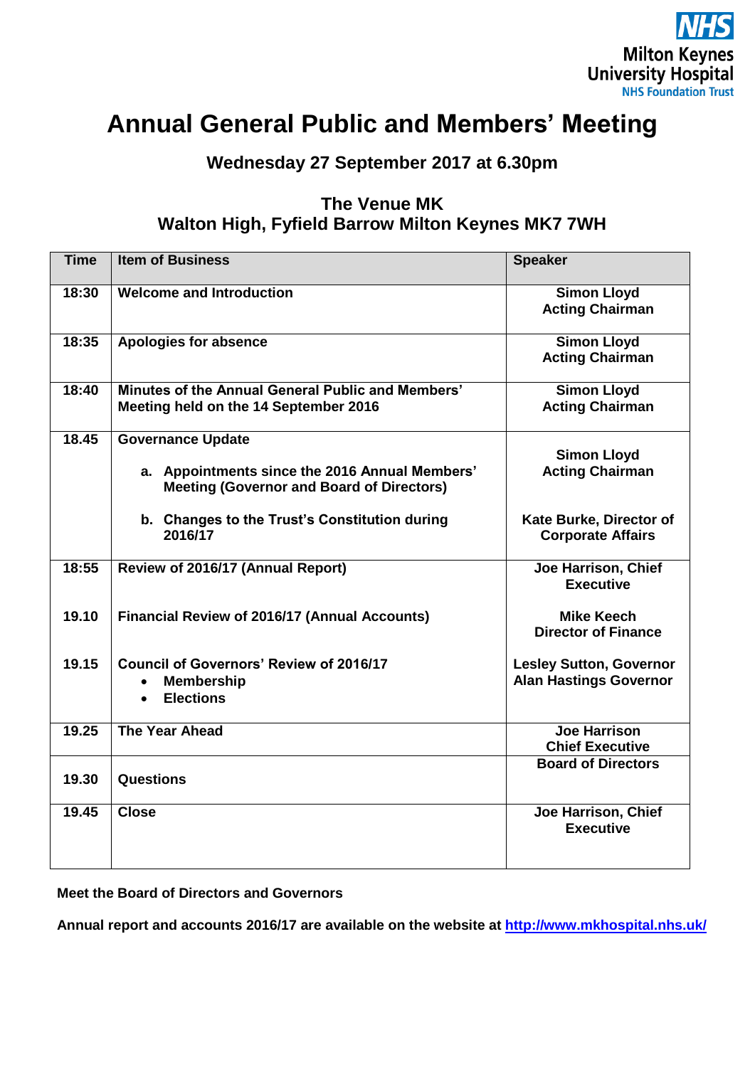Milton Keynes University Hospital
NHS Foundation Trust

# Annual General Public and Members' Meeting

## Wednesday 27 September 2017 at 6.30pm

## The Venue MK
## Walton High, Fyfield Barrow Milton Keynes MK7 7WH

| Time | Item of Business | Speaker |
|---|---|---|
| 18:30 | **Welcome and Introduction** | **Simon Lloyd**<br>**Acting Chairman** |
| 18:35 | **Apologies for absence** | **Simon Lloyd**<br>**Acting Chairman** |
| 18:40 | **Minutes of the Annual General Public and Members' Meeting held on the 14 September 2016** | **Simon Lloyd**<br>**Acting Chairman** |
| 18.45 | **Governance Update**<br>a. **Appointments since the 2016 Annual Members' Meeting (Governor and Board of Directors)** | **Simon Lloyd**<br>**Acting Chairman** |
| | b. **Changes to the Trust's Constitution during 2016/17** | **Kate Burke, Director of Corporate Affairs** |
| 18:55 | **Review of 2016/17 (Annual Report)** | **Joe Harrison, Chief Executive** |
| 19.10 | **Financial Review of 2016/17 (Annual Accounts)** | **Mike Keech**<br>**Director of Finance** |
| 19.15 | **Council of Governors' Review of 2016/17**<br>• **Membership**<br>• **Elections** | **Lesley Sutton, Governor**<br>**Alan Hastings Governor** |
| 19.25 | **The Year Ahead** | **Joe Harrison**<br>**Chief Executive** |
| 19.30 | **Questions** | **Board of Directors** |
| 19.45 | **Close** | **Joe Harrison, Chief Executive** |

**Meet the Board of Directors and Governors**

**Annual report and accounts 2016/17 are available on the website at http://www.mkhospital.nhs.uk/**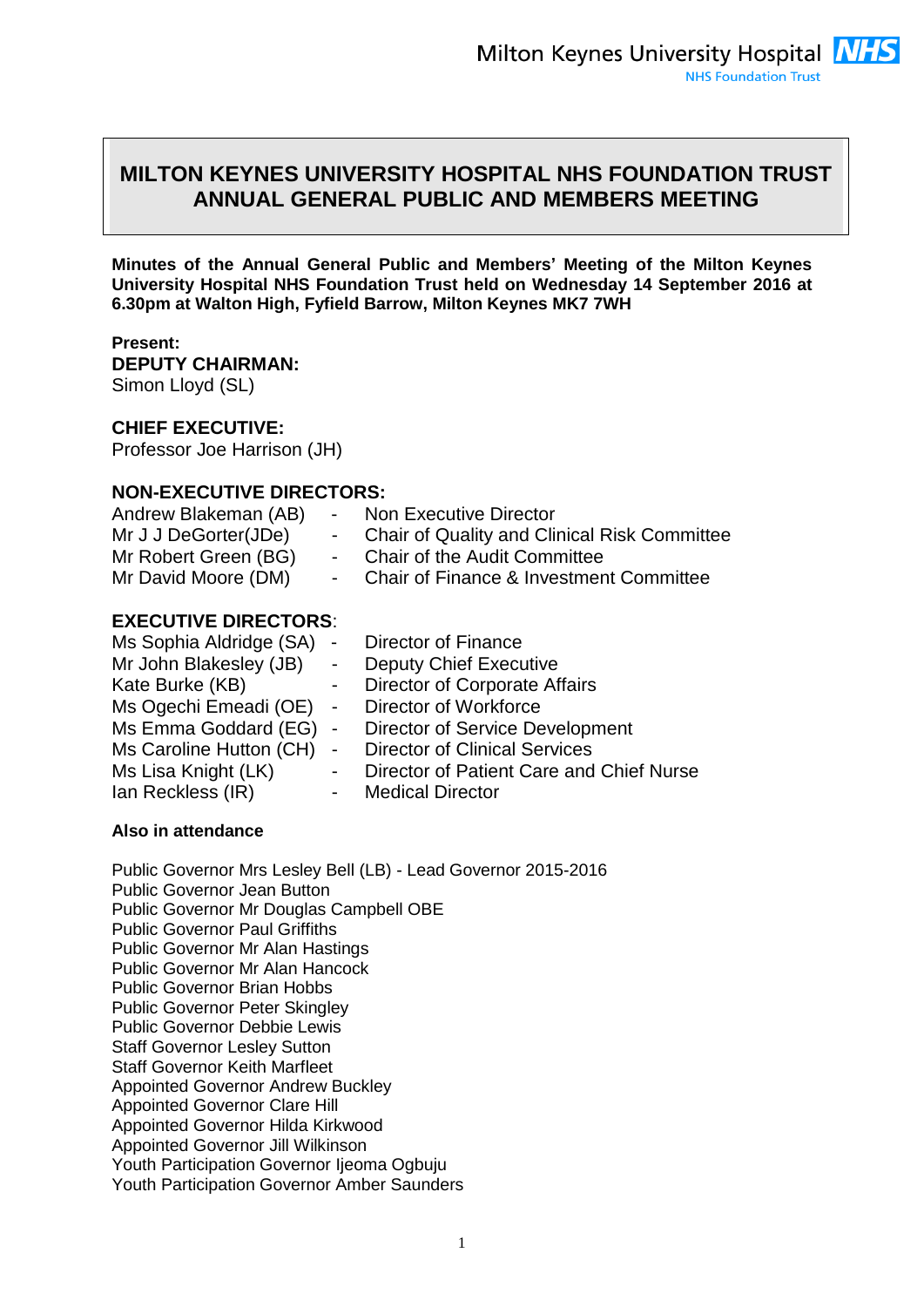# MILTON KEYNES UNIVERSITY HOSPITAL NHS FOUNDATION TRUST ANNUAL GENERAL PUBLIC AND MEMBERS MEETING

**Minutes of the Annual General Public and Members' Meeting of the Milton Keynes University Hospital NHS Foundation Trust held on Wednesday 14 September 2016 at 6.30pm at Walton High, Fyfield Barrow, Milton Keynes MK7 7WH**

**Present:**

**DEPUTY CHAIRMAN:**
Simon Lloyd (SL)

**CHIEF EXECUTIVE:**
Professor Joe Harrison (JH)

**NON-EXECUTIVE DIRECTORS:**

| | | |
|---|---|---|
| Andrew Blakeman (AB) | - | Non Executive Director |
| Mr J J DeGorter(JDe) | - | Chair of Quality and Clinical Risk Committee |
| Mr Robert Green (BG) | - | Chair of the Audit Committee |
| Mr David Moore (DM) | - | Chair of Finance & Investment Committee |

**EXECUTIVE DIRECTORS**:

| | | |
|---|---|---|
| Ms Sophia Aldridge (SA) | - | Director of Finance |
| Mr John Blakesley (JB) | - | Deputy Chief Executive |
| Kate Burke (KB) | - | Director of Corporate Affairs |
| Ms Ogechi Emeadi (OE) | - | Director of Workforce |
| Ms Emma Goddard (EG) | - | Director of Service Development |
| Ms Caroline Hutton (CH) | - | Director of Clinical Services |
| Ms Lisa Knight (LK) | - | Director of Patient Care and Chief Nurse |
| Ian Reckless (IR) | - | Medical Director |

**Also in attendance**

Public Governor Mrs Lesley Bell (LB) - Lead Governor 2015-2016
Public Governor Jean Button
Public Governor Mr Douglas Campbell OBE
Public Governor Paul Griffiths
Public Governor Mr Alan Hastings
Public Governor Mr Alan Hancock
Public Governor Brian Hobbs
Public Governor Peter Skingley
Public Governor Debbie Lewis
Staff Governor Lesley Sutton
Staff Governor Keith Marfleet
Appointed Governor Andrew Buckley
Appointed Governor Clare Hill
Appointed Governor Hilda Kirkwood
Appointed Governor Jill Wilkinson
Youth Participation Governor Ijeoma Ogbuju
Youth Participation Governor Amber Saunders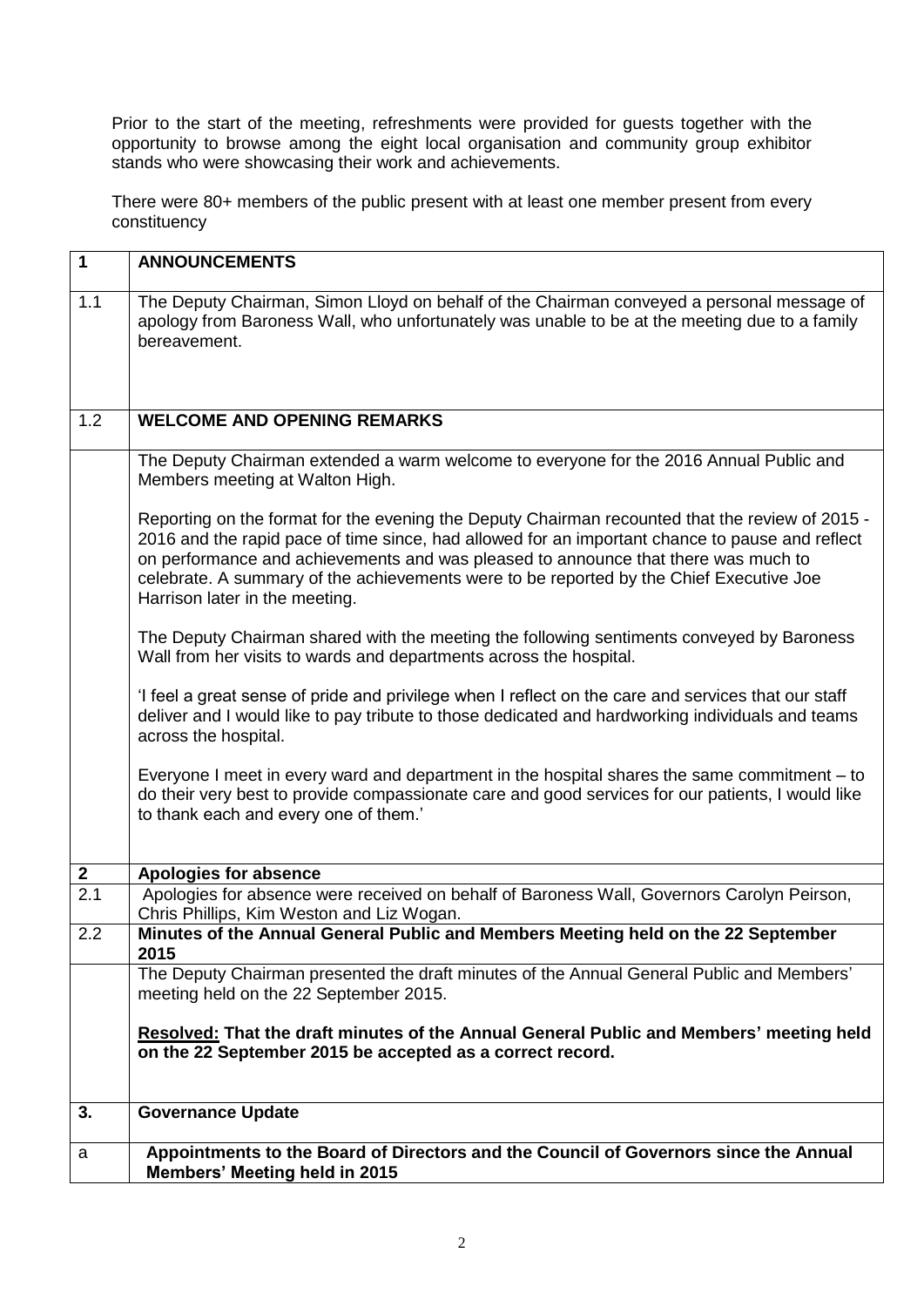Prior to the start of the meeting, refreshments were provided for guests together with the opportunity to browse among the eight local organisation and community group exhibitor stands who were showcasing their work and achievements.

There were 80+ members of the public present with at least one member present from every constituency

| 1 | **ANNOUNCEMENTS** |
|---|---|
| 1.1 | The Deputy Chairman, Simon Lloyd on behalf of the Chairman conveyed a personal message of apology from Baroness Wall, who unfortunately was unable to be at the meeting due to a family bereavement. |
| 1.2 | **WELCOME AND OPENING REMARKS** |
| | The Deputy Chairman extended a warm welcome to everyone for the 2016 Annual Public and Members meeting at Walton High.<br><br>Reporting on the format for the evening the Deputy Chairman recounted that the review of 2015 - 2016 and the rapid pace of time since, had allowed for an important chance to pause and reflect on performance and achievements and was pleased to announce that there was much to celebrate. A summary of the achievements were to be reported by the Chief Executive Joe Harrison later in the meeting.<br><br>The Deputy Chairman shared with the meeting the following sentiments conveyed by Baroness Wall from her visits to wards and departments across the hospital.<br><br>'I feel a great sense of pride and privilege when I reflect on the care and services that our staff deliver and I would like to pay tribute to those dedicated and hardworking individuals and teams across the hospital.<br><br>Everyone I meet in every ward and department in the hospital shares the same commitment – to do their very best to provide compassionate care and good services for our patients, I would like to thank each and every one of them.' |
| **2** | **Apologies for absence** |
| 2.1 | Apologies for absence were received on behalf of Baroness Wall, Governors Carolyn Peirson, Chris Phillips, Kim Weston and Liz Wogan. |
| 2.2 | **Minutes of the Annual General Public and Members Meeting held on the 22 September 2015** |
| | The Deputy Chairman presented the draft minutes of the Annual General Public and Members' meeting held on the 22 September 2015.<br><br>**<u>Resolved:</u> That the draft minutes of the Annual General Public and Members' meeting held on the 22 September 2015 be accepted as a correct record.** |
| **3.** | **Governance Update** |
| a | **Appointments to the Board of Directors and the Council of Governors since the Annual Members' Meeting held in 2015** |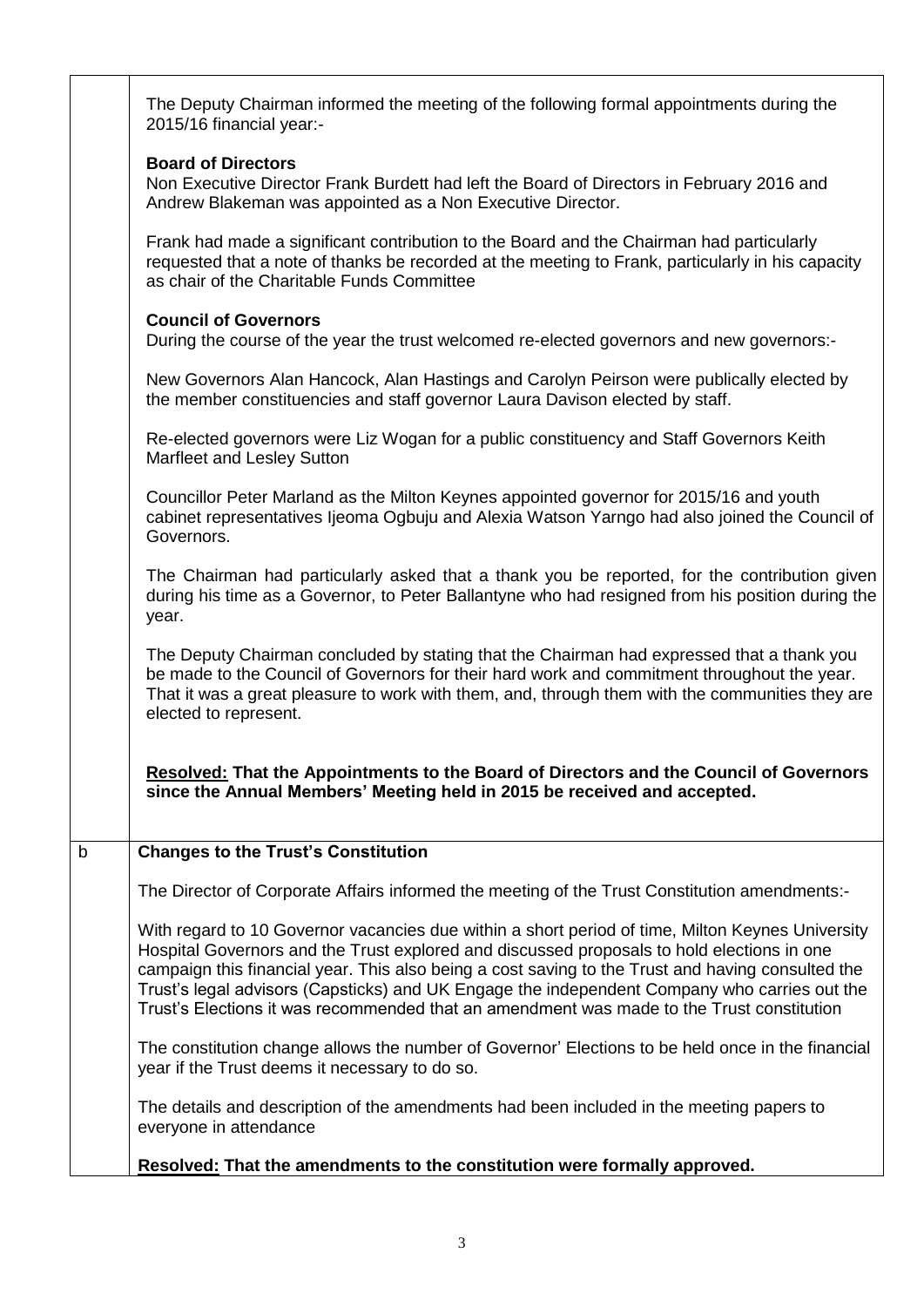The Deputy Chairman informed the meeting of the following formal appointments during the 2015/16 financial year:-

**Board of Directors**

Non Executive Director Frank Burdett had left the Board of Directors in February 2016 and Andrew Blakeman was appointed as a Non Executive Director.

Frank had made a significant contribution to the Board and the Chairman had particularly requested that a note of thanks be recorded at the meeting to Frank, particularly in his capacity as chair of the Charitable Funds Committee

**Council of Governors**

During the course of the year the trust welcomed re-elected governors and new governors:-

New Governors Alan Hancock, Alan Hastings and Carolyn Peirson were publically elected by the member constituencies and staff governor Laura Davison elected by staff.

Re-elected governors were Liz Wogan for a public constituency and Staff Governors Keith Marfleet and Lesley Sutton

Councillor Peter Marland as the Milton Keynes appointed governor for 2015/16 and youth cabinet representatives Ijeoma Ogbuju and Alexia Watson Yarngo had also joined the Council of Governors.

The Chairman had particularly asked that a thank you be reported, for the contribution given during his time as a Governor, to Peter Ballantyne who had resigned from his position during the year.

The Deputy Chairman concluded by stating that the Chairman had expressed that a thank you be made to the Council of Governors for their hard work and commitment throughout the year. That it was a great pleasure to work with them, and, through them with the communities they are elected to represent.

**Resolved: That the Appointments to the Board of Directors and the Council of Governors since the Annual Members' Meeting held in 2015 be received and accepted.**

b **Changes to the Trust's Constitution**

The Director of Corporate Affairs informed the meeting of the Trust Constitution amendments:-

With regard to 10 Governor vacancies due within a short period of time, Milton Keynes University Hospital Governors and the Trust explored and discussed proposals to hold elections in one campaign this financial year. This also being a cost saving to the Trust and having consulted the Trust's legal advisors (Capsticks) and UK Engage the independent Company who carries out the Trust's Elections it was recommended that an amendment was made to the Trust constitution

The constitution change allows the number of Governor' Elections to be held once in the financial year if the Trust deems it necessary to do so.

The details and description of the amendments had been included in the meeting papers to everyone in attendance

**Resolved: That the amendments to the constitution were formally approved.**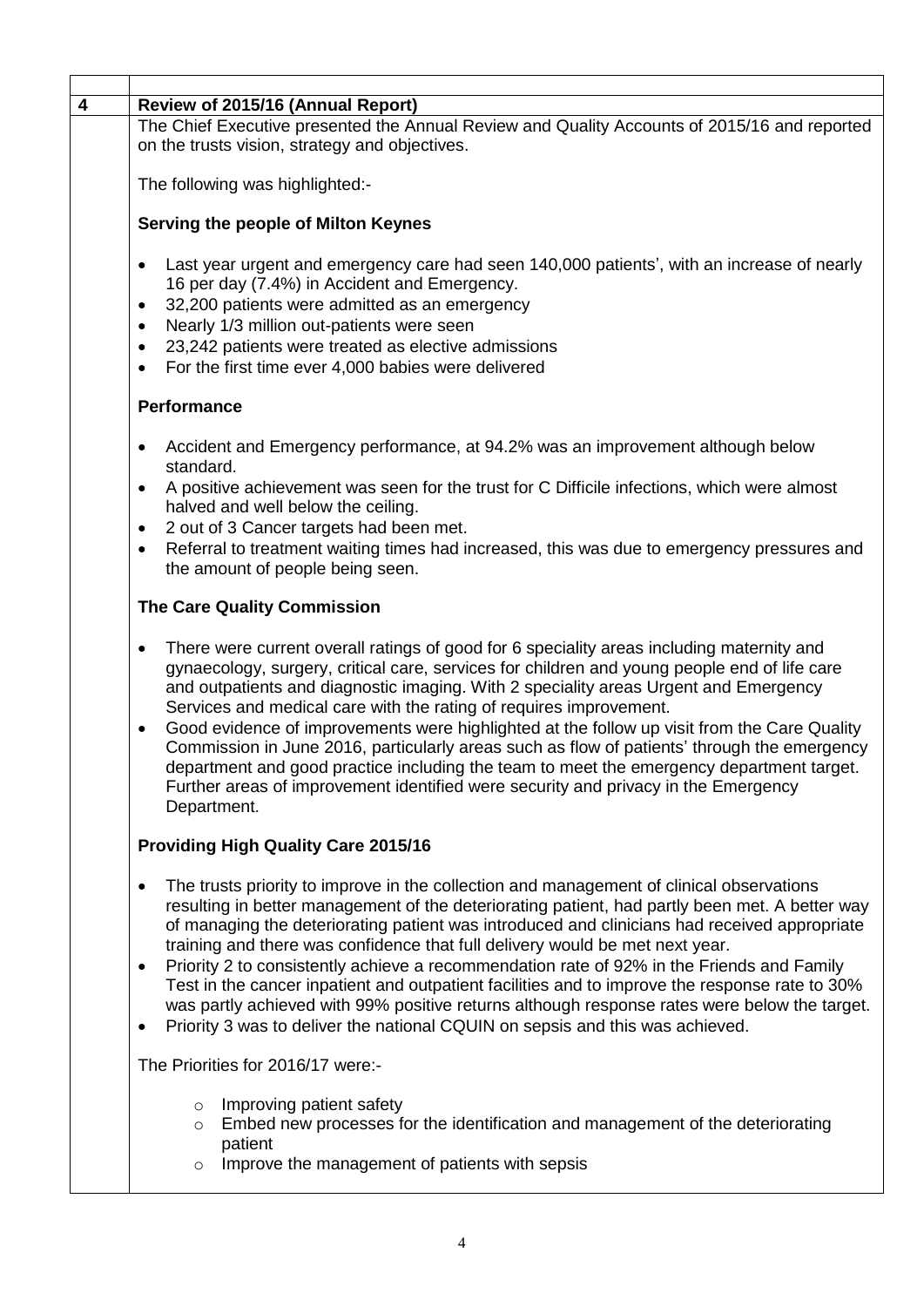| 4 | **Review of 2015/16 (Annual Report)** |
|---|---|

The Chief Executive presented the Annual Review and Quality Accounts of 2015/16 and reported on the trusts vision, strategy and objectives.

The following was highlighted:-

**Serving the people of Milton Keynes**

- Last year urgent and emergency care had seen 140,000 patients', with an increase of nearly 16 per day (7.4%) in Accident and Emergency.
- 32,200 patients were admitted as an emergency
- Nearly 1/3 million out-patients were seen
- 23,242 patients were treated as elective admissions
- For the first time ever 4,000 babies were delivered

**Performance**

- Accident and Emergency performance, at 94.2% was an improvement although below standard.
- A positive achievement was seen for the trust for C Difficile infections, which were almost halved and well below the ceiling.
- 2 out of 3 Cancer targets had been met.
- Referral to treatment waiting times had increased, this was due to emergency pressures and the amount of people being seen.

**The Care Quality Commission**

- There were current overall ratings of good for 6 speciality areas including maternity and gynaecology, surgery, critical care, services for children and young people end of life care and outpatients and diagnostic imaging. With 2 speciality areas Urgent and Emergency Services and medical care with the rating of requires improvement.
- Good evidence of improvements were highlighted at the follow up visit from the Care Quality Commission in June 2016, particularly areas such as flow of patients' through the emergency department and good practice including the team to meet the emergency department target. Further areas of improvement identified were security and privacy in the Emergency Department.

**Providing High Quality Care 2015/16**

- The trusts priority to improve in the collection and management of clinical observations resulting in better management of the deteriorating patient, had partly been met. A better way of managing the deteriorating patient was introduced and clinicians had received appropriate training and there was confidence that full delivery would be met next year.
- Priority 2 to consistently achieve a recommendation rate of 92% in the Friends and Family Test in the cancer inpatient and outpatient facilities and to improve the response rate to 30% was partly achieved with 99% positive returns although response rates were below the target.
- Priority 3 was to deliver the national CQUIN on sepsis and this was achieved.

The Priorities for 2016/17 were:-

- Improving patient safety
- Embed new processes for the identification and management of the deteriorating patient
- Improve the management of patients with sepsis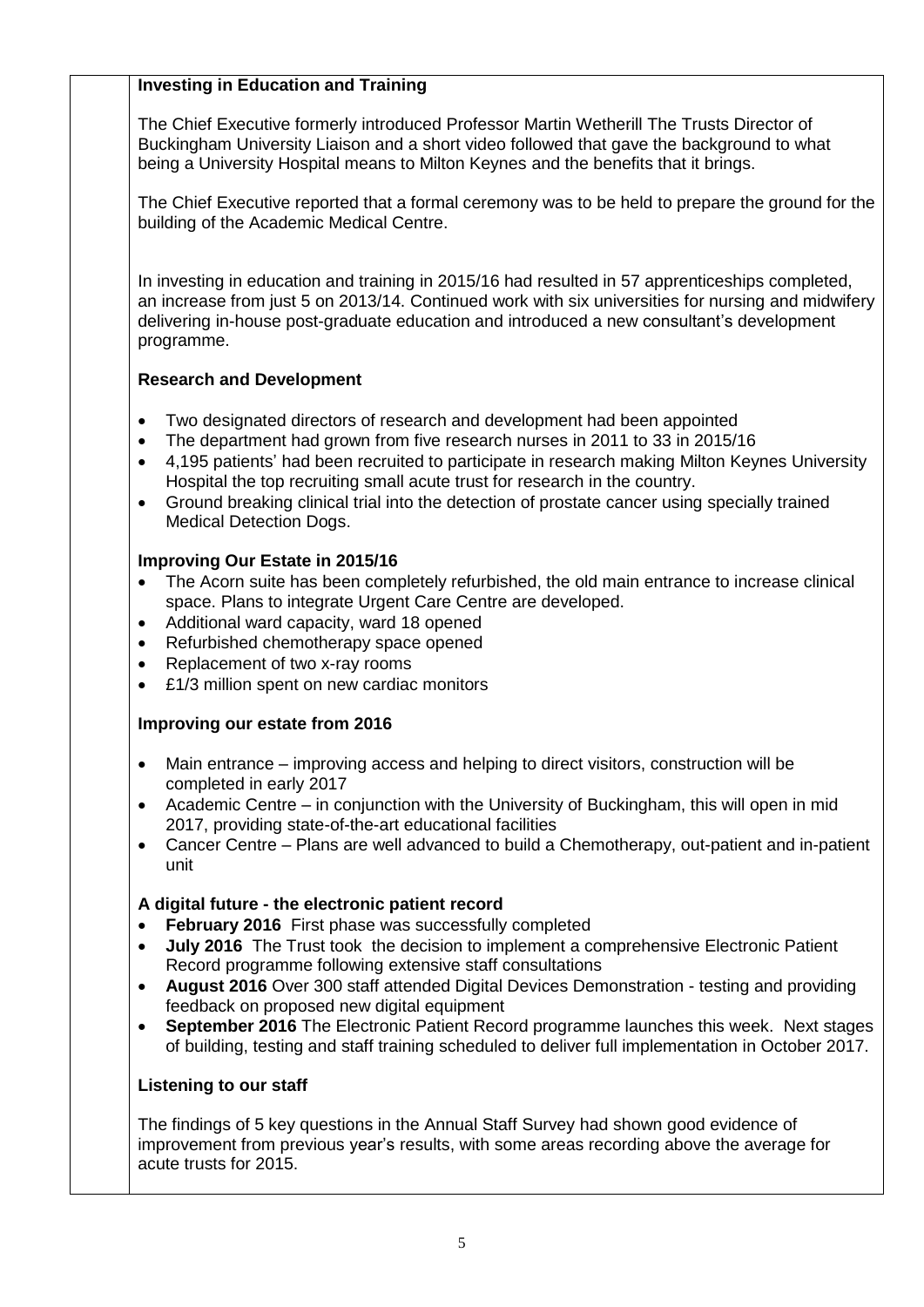**Investing in Education and Training**

The Chief Executive formerly introduced Professor Martin Wetherill The Trusts Director of Buckingham University Liaison and a short video followed that gave the background to what being a University Hospital means to Milton Keynes and the benefits that it brings.

The Chief Executive reported that a formal ceremony was to be held to prepare the ground for the building of the Academic Medical Centre.

In investing in education and training in 2015/16 had resulted in 57 apprenticeships completed, an increase from just 5 on 2013/14. Continued work with six universities for nursing and midwifery delivering in-house post-graduate education and introduced a new consultant's development programme.

**Research and Development**

- Two designated directors of research and development had been appointed
- The department had grown from five research nurses in 2011 to 33 in 2015/16
- 4,195 patients' had been recruited to participate in research making Milton Keynes University Hospital the top recruiting small acute trust for research in the country.
- Ground breaking clinical trial into the detection of prostate cancer using specially trained Medical Detection Dogs.

**Improving Our Estate in 2015/16**

- The Acorn suite has been completely refurbished, the old main entrance to increase clinical space. Plans to integrate Urgent Care Centre are developed.
- Additional ward capacity, ward 18 opened
- Refurbished chemotherapy space opened
- Replacement of two x-ray rooms
- £1/3 million spent on new cardiac monitors

**Improving our estate from 2016**

- Main entrance – improving access and helping to direct visitors, construction will be completed in early 2017
- Academic Centre – in conjunction with the University of Buckingham, this will open in mid 2017, providing state-of-the-art educational facilities
- Cancer Centre – Plans are well advanced to build a Chemotherapy, out-patient and in-patient unit

**A digital future - the electronic patient record**

- **February 2016** First phase was successfully completed
- **July 2016** The Trust took the decision to implement a comprehensive Electronic Patient Record programme following extensive staff consultations
- **August 2016** Over 300 staff attended Digital Devices Demonstration - testing and providing feedback on proposed new digital equipment
- **September 2016** The Electronic Patient Record programme launches this week. Next stages of building, testing and staff training scheduled to deliver full implementation in October 2017.

**Listening to our staff**

The findings of 5 key questions in the Annual Staff Survey had shown good evidence of improvement from previous year's results, with some areas recording above the average for acute trusts for 2015.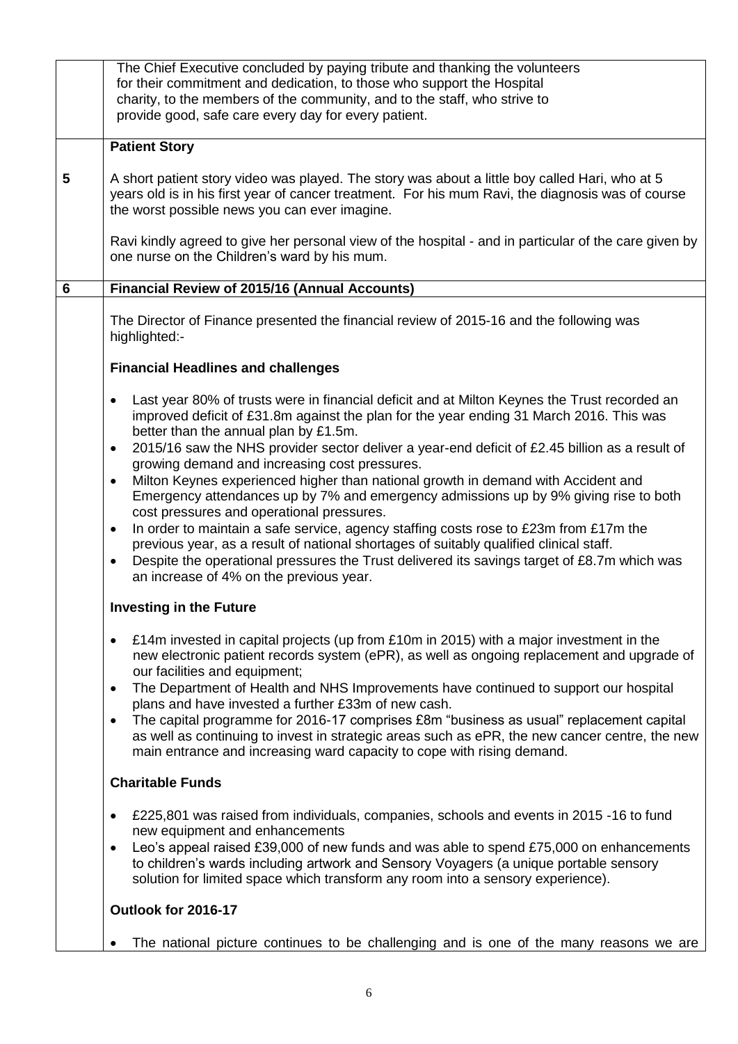The Chief Executive concluded by paying tribute and thanking the volunteers for their commitment and dedication, to those who support the Hospital charity, to the members of the community, and to the staff, who strive to provide good, safe care every day for every patient.

**5** **Patient Story**

A short patient story video was played. The story was about a little boy called Hari, who at 5 years old is in his first year of cancer treatment. For his mum Ravi, the diagnosis was of course the worst possible news you can ever imagine.

Ravi kindly agreed to give her personal view of the hospital - and in particular of the care given by one nurse on the Children's ward by his mum.

## 6 Financial Review of 2015/16 (Annual Accounts)

The Director of Finance presented the financial review of 2015-16 and the following was highlighted:-

**Financial Headlines and challenges**

- Last year 80% of trusts were in financial deficit and at Milton Keynes the Trust recorded an improved deficit of £31.8m against the plan for the year ending 31 March 2016. This was better than the annual plan by £1.5m.
- 2015/16 saw the NHS provider sector deliver a year-end deficit of £2.45 billion as a result of growing demand and increasing cost pressures.
- Milton Keynes experienced higher than national growth in demand with Accident and Emergency attendances up by 7% and emergency admissions up by 9% giving rise to both cost pressures and operational pressures.
- In order to maintain a safe service, agency staffing costs rose to £23m from £17m the previous year, as a result of national shortages of suitably qualified clinical staff.
- Despite the operational pressures the Trust delivered its savings target of £8.7m which was an increase of 4% on the previous year.

**Investing in the Future**

- £14m invested in capital projects (up from £10m in 2015) with a major investment in the new electronic patient records system (ePR), as well as ongoing replacement and upgrade of our facilities and equipment;
- The Department of Health and NHS Improvements have continued to support our hospital plans and have invested a further £33m of new cash.
- The capital programme for 2016-17 comprises £8m "business as usual" replacement capital as well as continuing to invest in strategic areas such as ePR, the new cancer centre, the new main entrance and increasing ward capacity to cope with rising demand.

**Charitable Funds**

- £225,801 was raised from individuals, companies, schools and events in 2015 -16 to fund new equipment and enhancements
- Leo's appeal raised £39,000 of new funds and was able to spend £75,000 on enhancements to children's wards including artwork and Sensory Voyagers (a unique portable sensory solution for limited space which transform any room into a sensory experience).

**Outlook for 2016-17**

- The national picture continues to be challenging and is one of the many reasons we are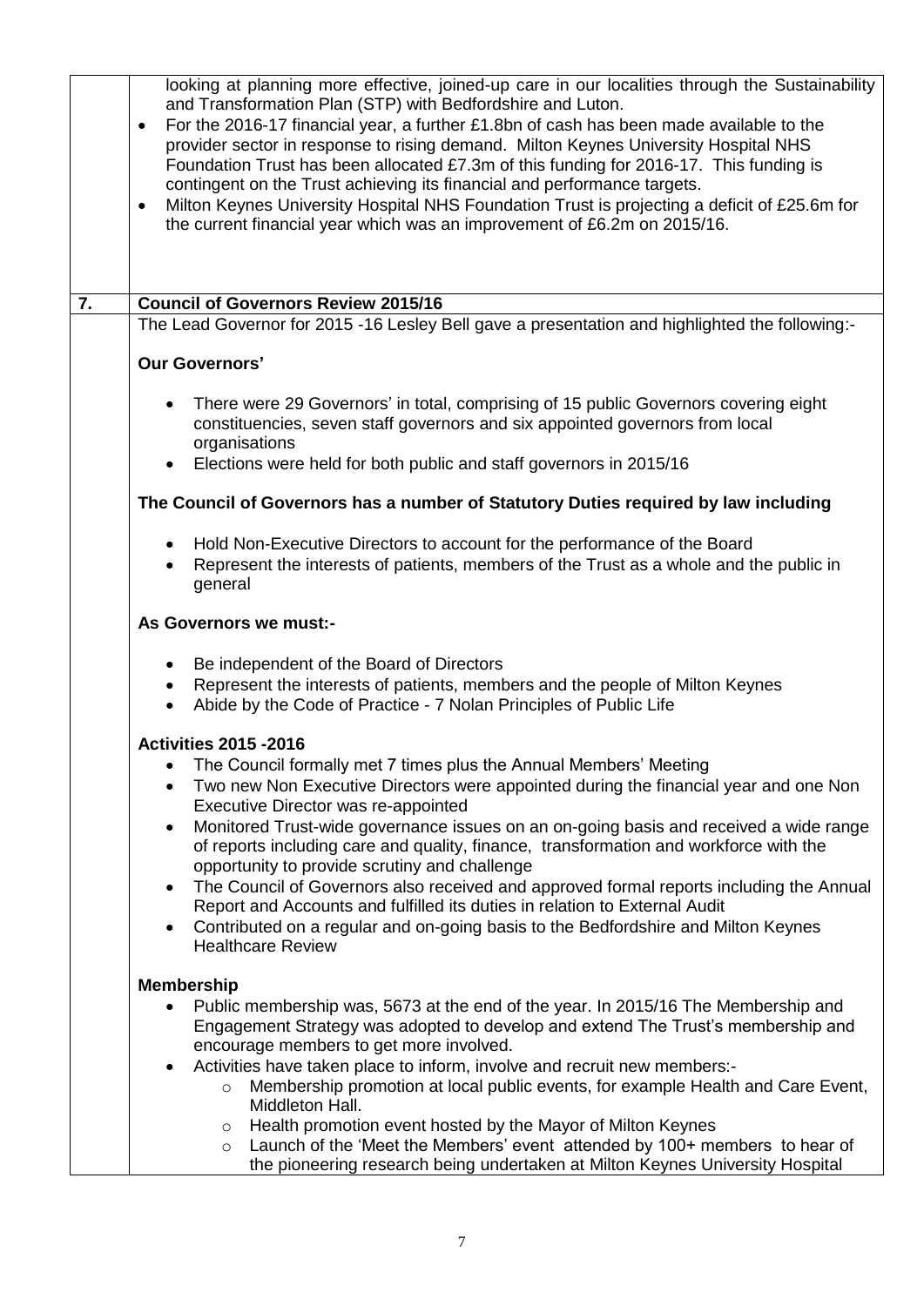looking at planning more effective, joined-up care in our localities through the Sustainability and Transformation Plan (STP) with Bedfordshire and Luton.

- For the 2016-17 financial year, a further £1.8bn of cash has been made available to the provider sector in response to rising demand. Milton Keynes University Hospital NHS Foundation Trust has been allocated £7.3m of this funding for 2016-17. This funding is contingent on the Trust achieving its financial and performance targets.
- Milton Keynes University Hospital NHS Foundation Trust is projecting a deficit of £25.6m for the current financial year which was an improvement of £6.2m on 2015/16.

## 7. Council of Governors Review 2015/16

The Lead Governor for 2015 -16 Lesley Bell gave a presentation and highlighted the following:-

**Our Governors'**

- There were 29 Governors' in total, comprising of 15 public Governors covering eight constituencies, seven staff governors and six appointed governors from local organisations
- Elections were held for both public and staff governors in 2015/16

**The Council of Governors has a number of Statutory Duties required by law including**

- Hold Non-Executive Directors to account for the performance of the Board
- Represent the interests of patients, members of the Trust as a whole and the public in general

**As Governors we must:-**

- Be independent of the Board of Directors
- Represent the interests of patients, members and the people of Milton Keynes
- Abide by the Code of Practice - 7 Nolan Principles of Public Life

**Activities 2015 -2016**

- The Council formally met 7 times plus the Annual Members' Meeting
- Two new Non Executive Directors were appointed during the financial year and one Non Executive Director was re-appointed
- Monitored Trust-wide governance issues on an on-going basis and received a wide range of reports including care and quality, finance, transformation and workforce with the opportunity to provide scrutiny and challenge
- The Council of Governors also received and approved formal reports including the Annual Report and Accounts and fulfilled its duties in relation to External Audit
- Contributed on a regular and on-going basis to the Bedfordshire and Milton Keynes Healthcare Review

**Membership**

- Public membership was, 5673 at the end of the year. In 2015/16 The Membership and Engagement Strategy was adopted to develop and extend The Trust's membership and encourage members to get more involved.
- Activities have taken place to inform, involve and recruit new members:-
  - Membership promotion at local public events, for example Health and Care Event, Middleton Hall.
  - Health promotion event hosted by the Mayor of Milton Keynes
  - Launch of the 'Meet the Members' event attended by 100+ members to hear of the pioneering research being undertaken at Milton Keynes University Hospital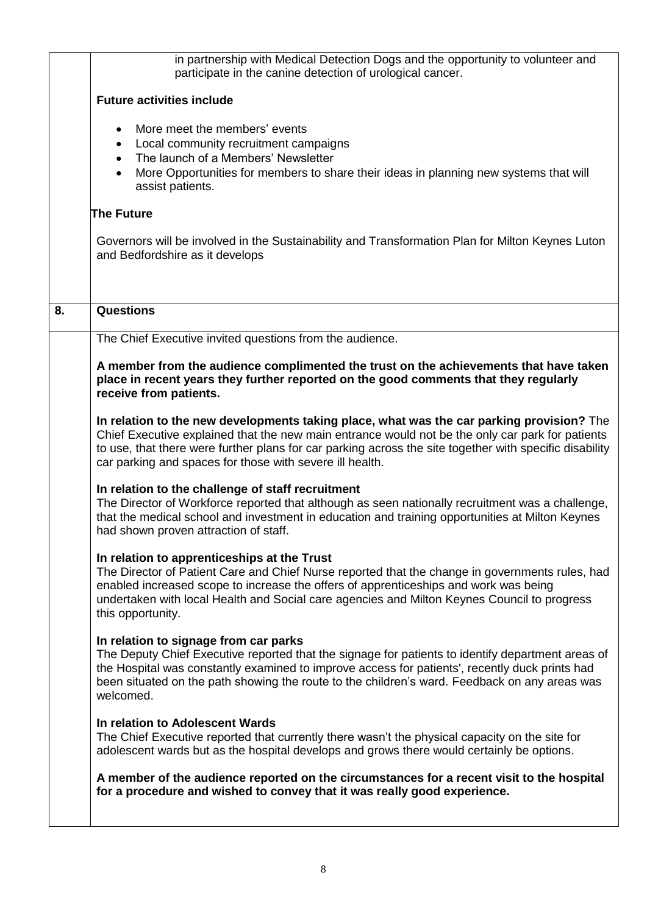in partnership with Medical Detection Dogs and the opportunity to volunteer and participate in the canine detection of urological cancer.

**Future activities include**

- More meet the members' events
- Local community recruitment campaigns
- The launch of a Members' Newsletter
- More Opportunities for members to share their ideas in planning new systems that will assist patients.

**The Future**

Governors will be involved in the Sustainability and Transformation Plan for Milton Keynes Luton and Bedfordshire as it develops

## 8. Questions

The Chief Executive invited questions from the audience.

**A member from the audience complimented the trust on the achievements that have taken place in recent years they further reported on the good comments that they regularly receive from patients.**

**In relation to the new developments taking place, what was the car parking provision?** The Chief Executive explained that the new main entrance would not be the only car park for patients to use, that there were further plans for car parking across the site together with specific disability car parking and spaces for those with severe ill health.

**In relation to the challenge of staff recruitment**
The Director of Workforce reported that although as seen nationally recruitment was a challenge, that the medical school and investment in education and training opportunities at Milton Keynes had shown proven attraction of staff.

**In relation to apprenticeships at the Trust**
The Director of Patient Care and Chief Nurse reported that the change in governments rules, had enabled increased scope to increase the offers of apprenticeships and work was being undertaken with local Health and Social care agencies and Milton Keynes Council to progress this opportunity.

**In relation to signage from car parks**
The Deputy Chief Executive reported that the signage for patients to identify department areas of the Hospital was constantly examined to improve access for patients', recently duck prints had been situated on the path showing the route to the children's ward. Feedback on any areas was welcomed.

**In relation to Adolescent Wards**
The Chief Executive reported that currently there wasn't the physical capacity on the site for adolescent wards but as the hospital develops and grows there would certainly be options.

**A member of the audience reported on the circumstances for a recent visit to the hospital for a procedure and wished to convey that it was really good experience.**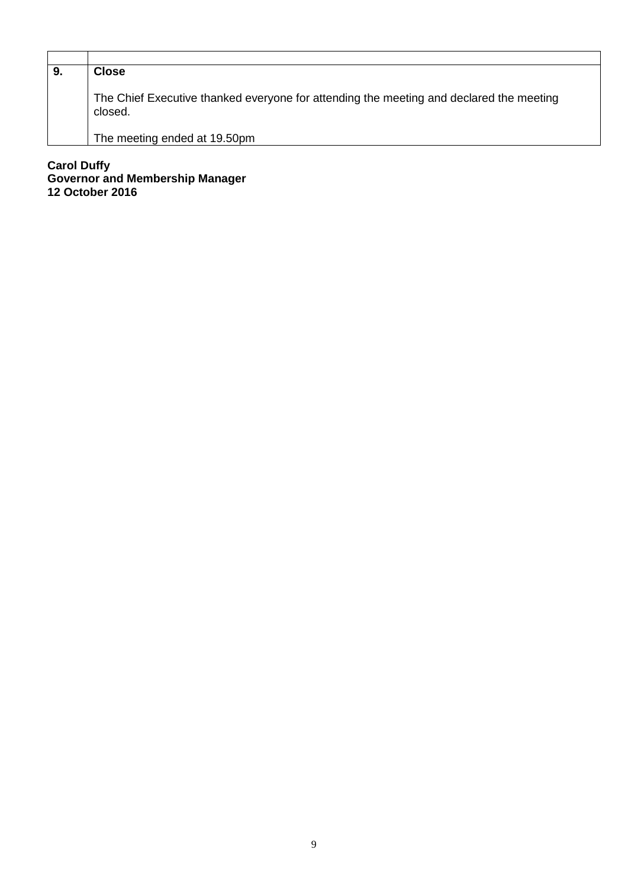| | |
|---|---|
| **9.** | **Close**<br><br>The Chief Executive thanked everyone for attending the meeting and declared the meeting closed.<br><br>The meeting ended at 19.50pm |

**Carol Duffy**
**Governor and Membership Manager**
**12 October 2016**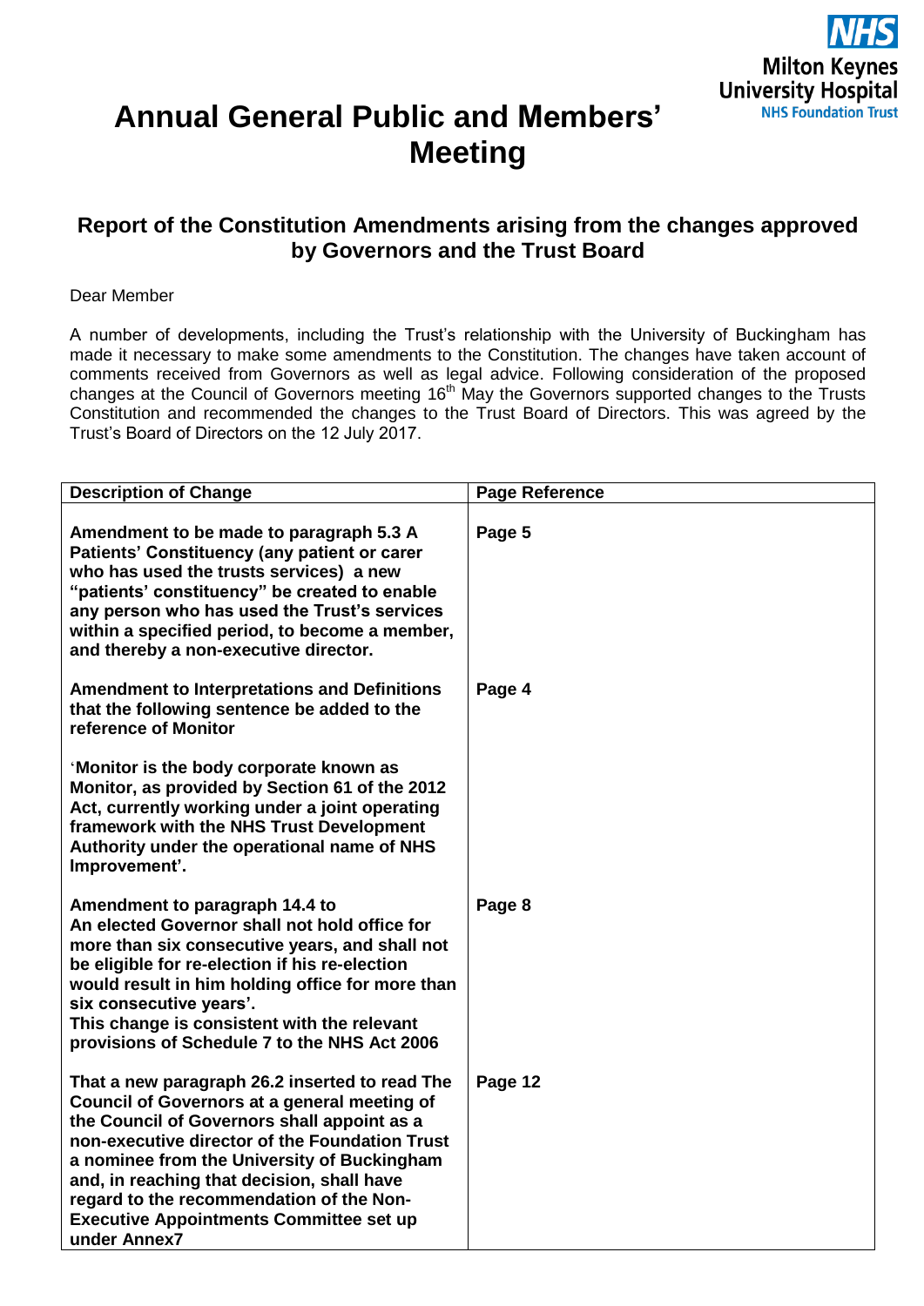# Annual General Public and Members' Meeting

## Report of the Constitution Amendments arising from the changes approved by Governors and the Trust Board

Dear Member

A number of developments, including the Trust's relationship with the University of Buckingham has made it necessary to make some amendments to the Constitution. The changes have taken account of comments received from Governors as well as legal advice. Following consideration of the proposed changes at the Council of Governors meeting 16th May the Governors supported changes to the Trusts Constitution and recommended the changes to the Trust Board of Directors. This was agreed by the Trust's Board of Directors on the 12 July 2017.

| Description of Change | Page Reference |
|---|---|
| **Amendment to be made to paragraph 5.3 A Patients' Constituency (any patient or carer who has used the trusts services) a new "patients' constituency" be created to enable any person who has used the Trust's services within a specified period, to become a member, and thereby a non-executive director.** | **Page 5** |
| **Amendment to Interpretations and Definitions that the following sentence be added to the reference of Monitor**<br><br>**'Monitor is the body corporate known as Monitor, as provided by Section 61 of the 2012 Act, currently working under a joint operating framework with the NHS Trust Development Authority under the operational name of NHS Improvement'.** | **Page 4** |
| **Amendment to paragraph 14.4 to**<br>**An elected Governor shall not hold office for more than six consecutive years, and shall not be eligible for re-election if his re-election would result in him holding office for more than six consecutive years'.**<br>**This change is consistent with the relevant provisions of Schedule 7 to the NHS Act 2006** | **Page 8** |
| **That a new paragraph 26.2 inserted to read The Council of Governors at a general meeting of the Council of Governors shall appoint as a non-executive director of the Foundation Trust a nominee from the University of Buckingham and, in reaching that decision, shall have regard to the recommendation of the Non-Executive Appointments Committee set up under Annex7** | **Page 12** |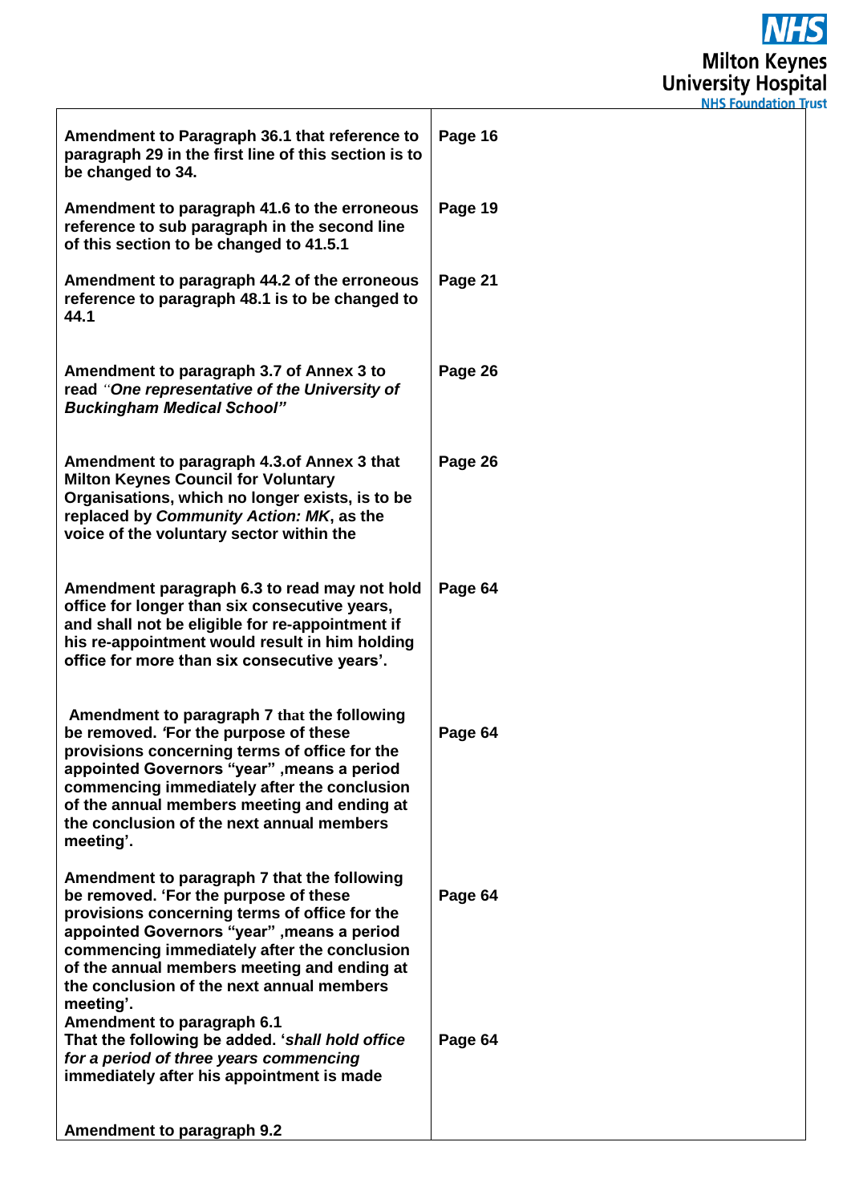| | |
|---|---|
| **Amendment to Paragraph 36.1 that reference to paragraph 29 in the first line of this section is to be changed to 34.** | **Page 16** |
| **Amendment to paragraph 41.6 to the erroneous reference to sub paragraph in the second line of this section to be changed to 41.5.1** | **Page 19** |
| **Amendment to paragraph 44.2 of the erroneous reference to paragraph 48.1 is to be changed to 44.1** | **Page 21** |
| **Amendment to paragraph 3.7 of Annex 3 to read "*One representative of the University of Buckingham Medical School"*** | **Page 26** |
| **Amendment to paragraph 4.3.of Annex 3 that Milton Keynes Council for Voluntary Organisations, which no longer exists, is to be replaced by *Community Action: MK*, as the voice of the voluntary sector within the** | **Page 26** |
| **Amendment paragraph 6.3 to read may not hold office for longer than six consecutive years, and shall not be eligible for re-appointment if his re-appointment would result in him holding office for more than six consecutive years'.** | **Page 64** |
| **Amendment to paragraph 7 that the following be removed. 'For the purpose of these provisions concerning terms of office for the appointed Governors "year" ,means a period commencing immediately after the conclusion of the annual members meeting and ending at the conclusion of the next annual members meeting'.** | **Page 64** |
| **Amendment to paragraph 7 that the following be removed. 'For the purpose of these provisions concerning terms of office for the appointed Governors "year" ,means a period commencing immediately after the conclusion of the annual members meeting and ending at the conclusion of the next annual members meeting'.** | **Page 64** |
| **Amendment to paragraph 6.1 That the following be added. '*shall hold office for a period of three years commencing* immediately after his appointment is made** | **Page 64** |
| **Amendment to paragraph 9.2** | |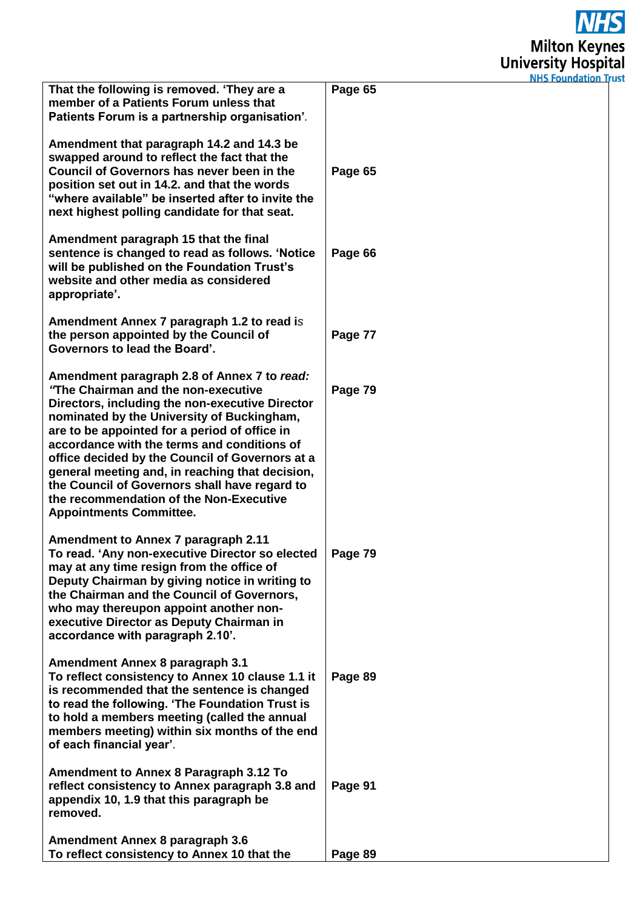| | |
|---|---|
| **That the following is removed. 'They are a member of a Patients Forum unless that Patients Forum is a partnership organisation'**. | **Page 65** |
| **Amendment that paragraph 14.2 and 14.3 be swapped around to reflect the fact that the Council of Governors has never been in the position set out in 14.2. and that the words "where available" be inserted after to invite the next highest polling candidate for that seat.** | **Page 65** |
| **Amendment paragraph 15 that the final sentence is changed to read as follows. 'Notice will be published on the Foundation Trust's website and other media as considered appropriate'.** | **Page 66** |
| **Amendment Annex 7 paragraph 1.2 to read** is **the person appointed by the Council of Governors to lead the Board'.** | **Page 77** |
| **Amendment paragraph 2.8 of Annex 7 to** ***read: "*****The Chairman and the non-executive Directors, including the non-executive Director nominated by the University of Buckingham, are to be appointed for a period of office in accordance with the terms and conditions of office decided by the Council of Governors at a general meeting and, in reaching that decision, the Council of Governors shall have regard to the recommendation of the Non-Executive Appointments Committee.** | **Page 79** |
| **Amendment to Annex 7 paragraph 2.11 To read. 'Any non-executive Director so elected may at any time resign from the office of Deputy Chairman by giving notice in writing to the Chairman and the Council of Governors, who may thereupon appoint another non-executive Director as Deputy Chairman in accordance with paragraph 2.10'.** | **Page 79** |
| **Amendment Annex 8 paragraph 3.1 To reflect consistency to Annex 10 clause 1.1 it is recommended that the sentence is changed to read the following. 'The Foundation Trust is to hold a members meeting (called the annual members meeting) within six months of the end of each financial year'**. | **Page 89** |
| **Amendment to Annex 8 Paragraph 3.12 To reflect consistency to Annex paragraph 3.8 and appendix 10, 1.9 that this paragraph be removed.** | **Page 91** |
| **Amendment Annex 8 paragraph 3.6 To reflect consistency to Annex 10 that the** | **Page 89** |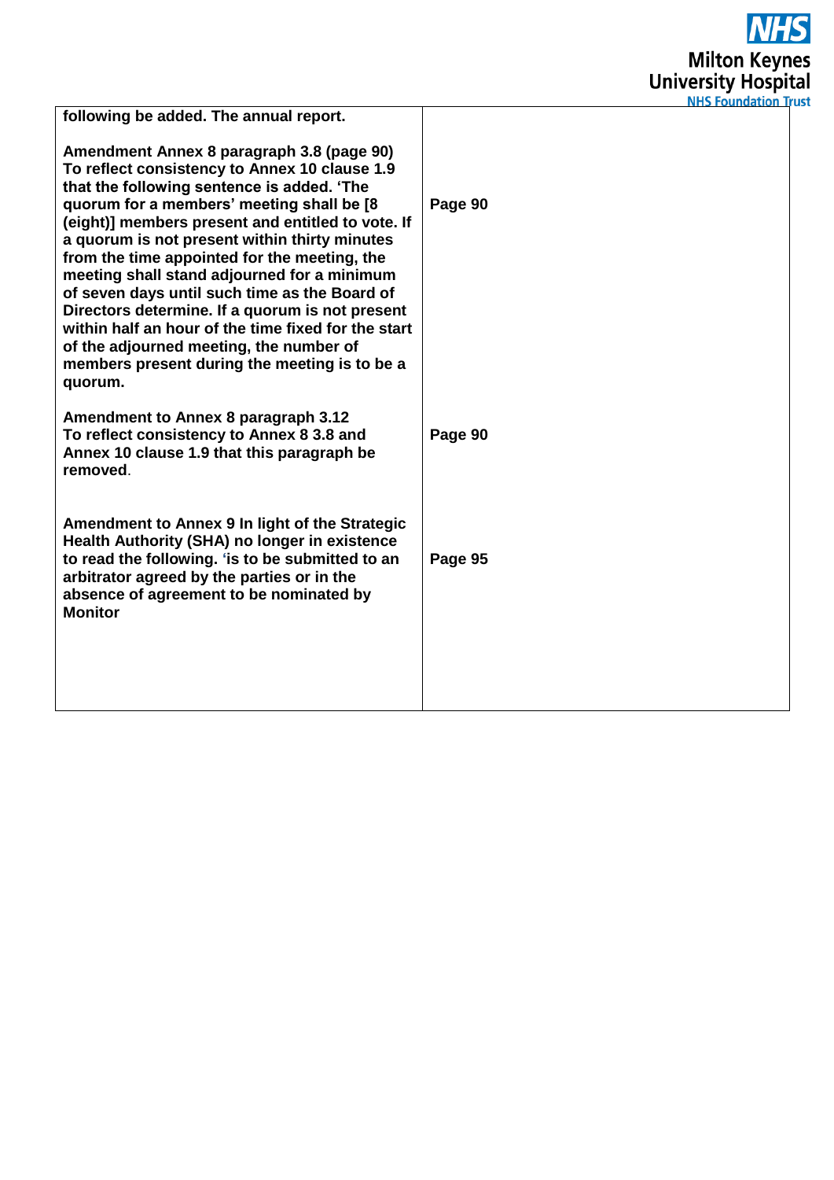| | |
|---|---|
| **following be added. The annual report.**<br><br>**Amendment Annex 8 paragraph 3.8 (page 90) To reflect consistency to Annex 10 clause 1.9 that the following sentence is added. 'The quorum for a members' meeting shall be [8 (eight)] members present and entitled to vote. If a quorum is not present within thirty minutes from the time appointed for the meeting, the meeting shall stand adjourned for a minimum of seven days until such time as the Board of Directors determine. If a quorum is not present within half an hour of the time fixed for the start of the adjourned meeting, the number of members present during the meeting is to be a quorum.** | **Page 90** |
| **Amendment to Annex 8 paragraph 3.12 To reflect consistency to Annex 8 3.8 and Annex 10 clause 1.9 that this paragraph be removed**. | **Page 90** |
| **Amendment to Annex 9 In light of the Strategic Health Authority (SHA) no longer in existence to read the following. 'is to be submitted to an arbitrator agreed by the parties or in the absence of agreement to be nominated by Monitor** | **Page 95** |